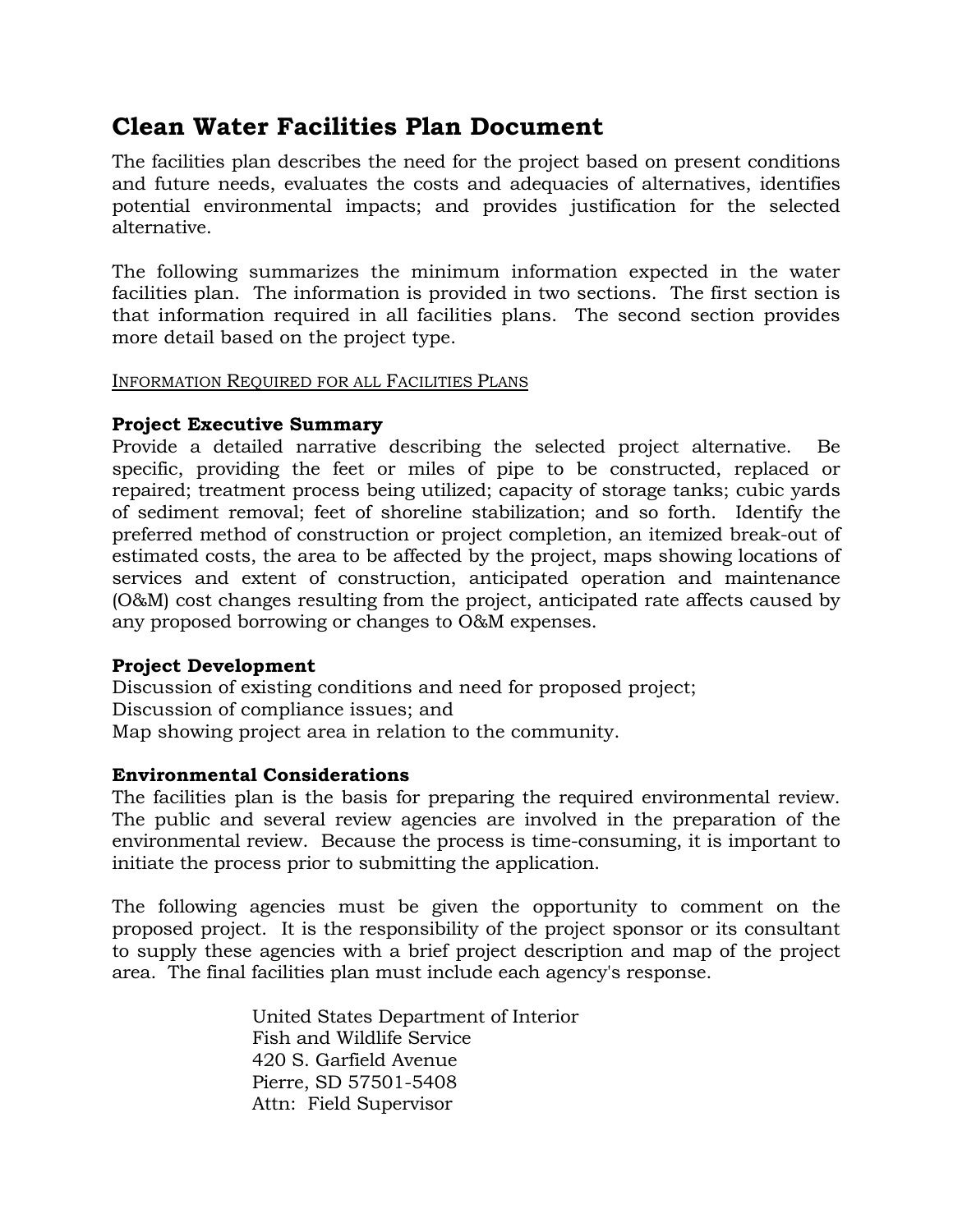# Clean Water Facilities Plan Document

The facilities plan describes the need for the project based on present conditions and future needs, evaluates the costs and adequacies of alternatives, identifies potential environmental impacts; and provides justification for the selected alternative.

The following summarizes the minimum information expected in the water facilities plan. The information is provided in two sections. The first section is that information required in all facilities plans. The second section provides more detail based on the project type.

<u>INFORMATION REQUIRED FOR ALL FACILITIES PLANS</u>

**Project Executive Summary**
Provide a detailed narrative describing the selected project alternative. Be specific, providing the feet or miles of pipe to be constructed, replaced or repaired; treatment process being utilized; capacity of storage tanks; cubic yards of sediment removal; feet of shoreline stabilization; and so forth. Identify the preferred method of construction or project completion, an itemized break-out of estimated costs, the area to be affected by the project, maps showing locations of services and extent of construction, anticipated operation and maintenance (O&M) cost changes resulting from the project, anticipated rate affects caused by any proposed borrowing or changes to O&M expenses.

**Project Development**
Discussion of existing conditions and need for proposed project;
Discussion of compliance issues; and
Map showing project area in relation to the community.

**Environmental Considerations**
The facilities plan is the basis for preparing the required environmental review. The public and several review agencies are involved in the preparation of the environmental review. Because the process is time-consuming, it is important to initiate the process prior to submitting the application.

The following agencies must be given the opportunity to comment on the proposed project. It is the responsibility of the project sponsor or its consultant to supply these agencies with a brief project description and map of the project area. The final facilities plan must include each agency's response.

United States Department of Interior
Fish and Wildlife Service
420 S. Garfield Avenue
Pierre, SD 57501-5408
Attn: Field Supervisor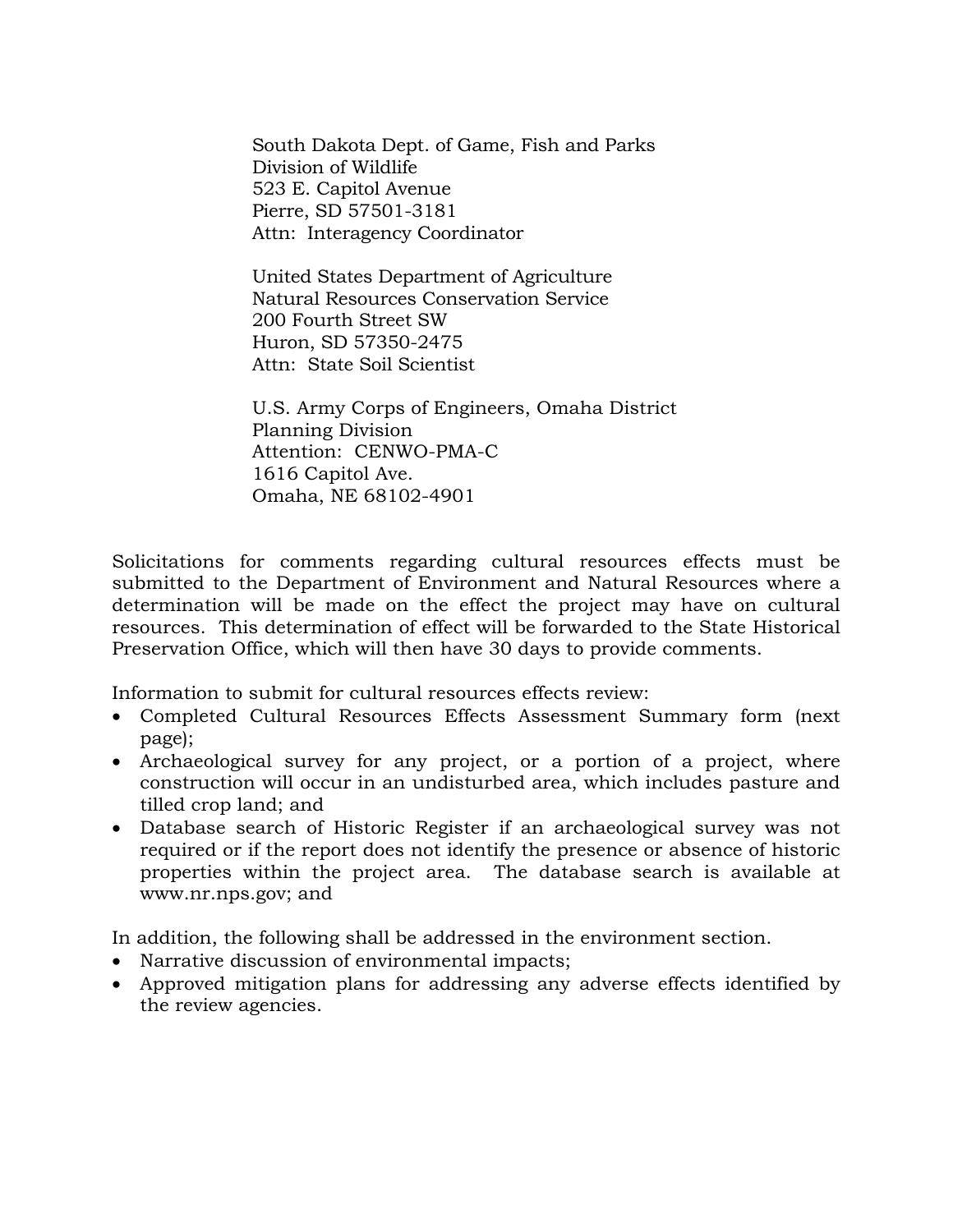South Dakota Dept. of Game, Fish and Parks
Division of Wildlife
523 E. Capitol Avenue
Pierre, SD 57501-3181
Attn: Interagency Coordinator

United States Department of Agriculture
Natural Resources Conservation Service
200 Fourth Street SW
Huron, SD 57350-2475
Attn: State Soil Scientist

U.S. Army Corps of Engineers, Omaha District
Planning Division
Attention: CENWO-PMA-C
1616 Capitol Ave.
Omaha, NE 68102-4901

Solicitations for comments regarding cultural resources effects must be submitted to the Department of Environment and Natural Resources where a determination will be made on the effect the project may have on cultural resources. This determination of effect will be forwarded to the State Historical Preservation Office, which will then have 30 days to provide comments.

Information to submit for cultural resources effects review:

- Completed Cultural Resources Effects Assessment Summary form (next page);
- Archaeological survey for any project, or a portion of a project, where construction will occur in an undisturbed area, which includes pasture and tilled crop land; and
- Database search of Historic Register if an archaeological survey was not required or if the report does not identify the presence or absence of historic properties within the project area. The database search is available at www.nr.nps.gov; and

In addition, the following shall be addressed in the environment section.

- Narrative discussion of environmental impacts;
- Approved mitigation plans for addressing any adverse effects identified by the review agencies.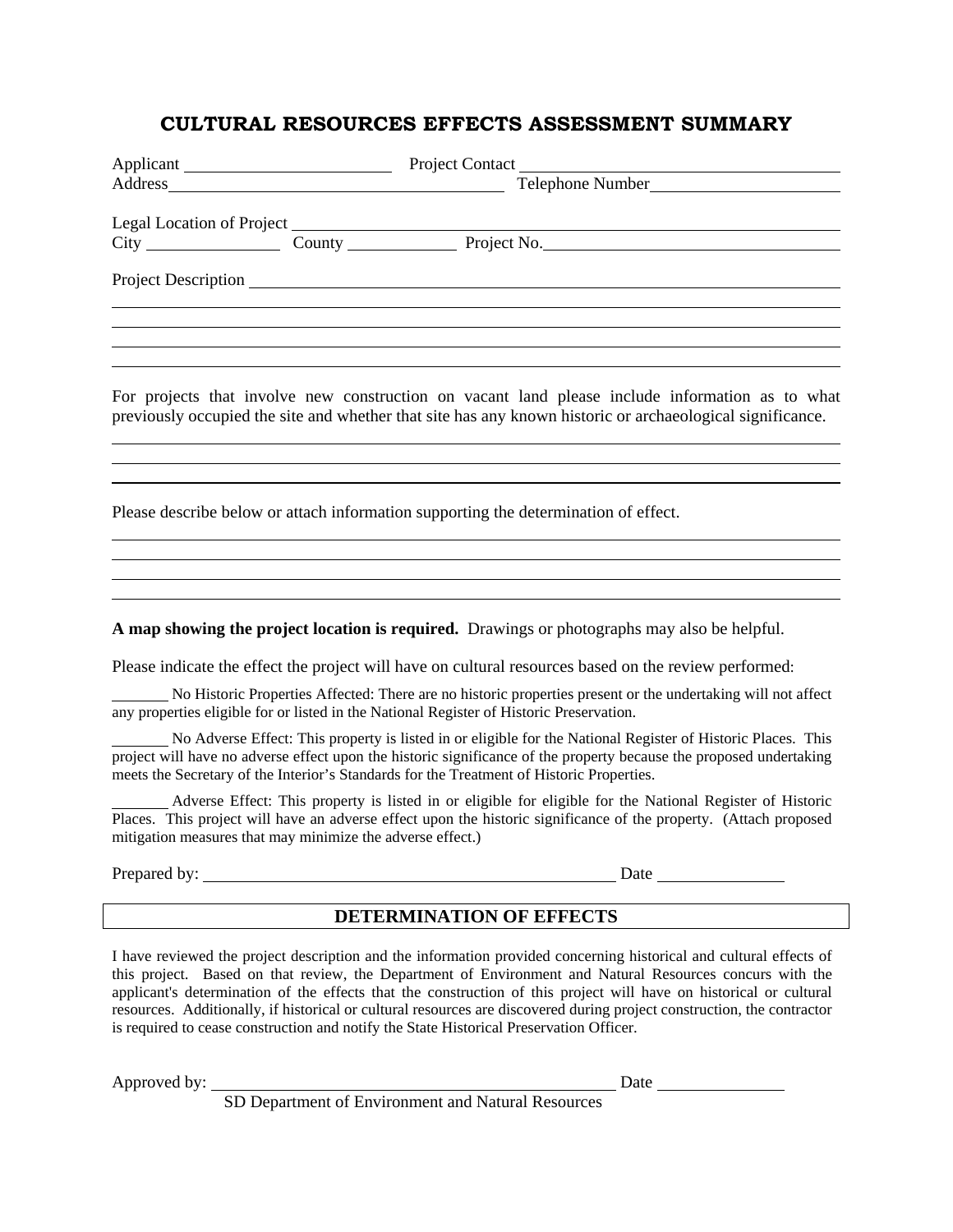# CULTURAL RESOURCES EFFECTS ASSESSMENT SUMMARY

Applicant ________________________ Project Contact ______________________________________

Address ________________________________________ Telephone Number ______________________

Legal Location of Project ________________________________________________________________

City ________________ County _____________ Project No. __________________________________

Project Description _______________________________________________________________

_______________________________________________________________________________

_______________________________________________________________________________

_______________________________________________________________________________

_______________________________________________________________________________

For projects that involve new construction on vacant land please include information as to what previously occupied the site and whether that site has any known historic or archaeological significance.

_______________________________________________________________________________

_______________________________________________________________________________

_______________________________________________________________________________

Please describe below or attach information supporting the determination of effect.

_______________________________________________________________________________

_______________________________________________________________________________

_______________________________________________________________________________

_______________________________________________________________________________

**A map showing the project location is required.** Drawings or photographs may also be helpful.

Please indicate the effect the project will have on cultural resources based on the review performed:

_______ No Historic Properties Affected: There are no historic properties present or the undertaking will not affect any properties eligible for or listed in the National Register of Historic Preservation.

_______ No Adverse Effect: This property is listed in or eligible for the National Register of Historic Places. This project will have no adverse effect upon the historic significance of the property because the proposed undertaking meets the Secretary of the Interior's Standards for the Treatment of Historic Properties.

_______ Adverse Effect: This property is listed in or eligible for eligible for the National Register of Historic Places. This project will have an adverse effect upon the historic significance of the property. (Attach proposed mitigation measures that may minimize the adverse effect.)

Prepared by: __________________________________________________ Date _______________

## DETERMINATION OF EFFECTS

I have reviewed the project description and the information provided concerning historical and cultural effects of this project. Based on that review, the Department of Environment and Natural Resources concurs with the applicant's determination of the effects that the construction of this project will have on historical or cultural resources. Additionally, if historical or cultural resources are discovered during project construction, the contractor is required to cease construction and notify the State Historical Preservation Officer.

Approved by: __________________________________________________ Date _______________

SD Department of Environment and Natural Resources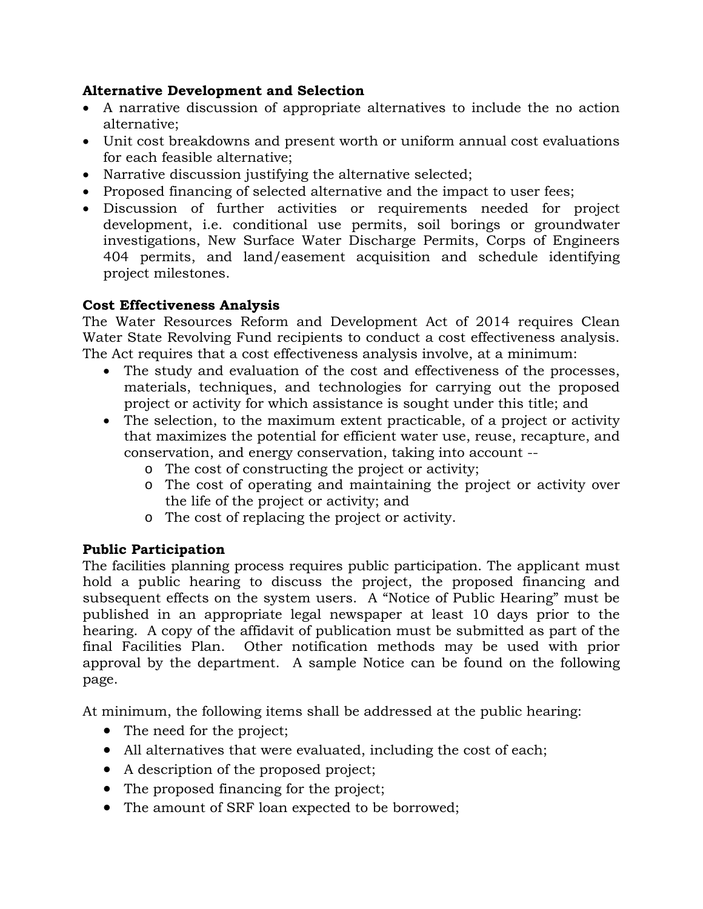**Alternative Development and Selection**

- A narrative discussion of appropriate alternatives to include the no action alternative;
- Unit cost breakdowns and present worth or uniform annual cost evaluations for each feasible alternative;
- Narrative discussion justifying the alternative selected;
- Proposed financing of selected alternative and the impact to user fees;
- Discussion of further activities or requirements needed for project development, i.e. conditional use permits, soil borings or groundwater investigations, New Surface Water Discharge Permits, Corps of Engineers 404 permits, and land/easement acquisition and schedule identifying project milestones.

**Cost Effectiveness Analysis**

The Water Resources Reform and Development Act of 2014 requires Clean Water State Revolving Fund recipients to conduct a cost effectiveness analysis. The Act requires that a cost effectiveness analysis involve, at a minimum:

- The study and evaluation of the cost and effectiveness of the processes, materials, techniques, and technologies for carrying out the proposed project or activity for which assistance is sought under this title; and
- The selection, to the maximum extent practicable, of a project or activity that maximizes the potential for efficient water use, reuse, recapture, and conservation, and energy conservation, taking into account --
  - The cost of constructing the project or activity;
  - The cost of operating and maintaining the project or activity over the life of the project or activity; and
  - The cost of replacing the project or activity.

**Public Participation**

The facilities planning process requires public participation. The applicant must hold a public hearing to discuss the project, the proposed financing and subsequent effects on the system users. A "Notice of Public Hearing" must be published in an appropriate legal newspaper at least 10 days prior to the hearing. A copy of the affidavit of publication must be submitted as part of the final Facilities Plan. Other notification methods may be used with prior approval by the department. A sample Notice can be found on the following page.

At minimum, the following items shall be addressed at the public hearing:

- The need for the project;
- All alternatives that were evaluated, including the cost of each;
- A description of the proposed project;
- The proposed financing for the project;
- The amount of SRF loan expected to be borrowed;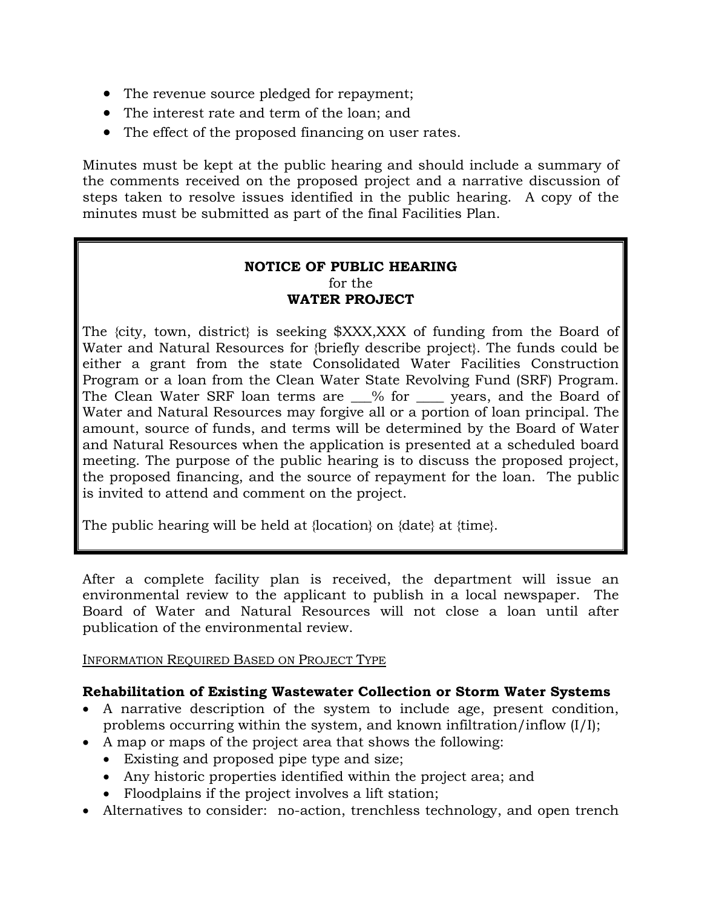- The revenue source pledged for repayment;
- The interest rate and term of the loan; and
- The effect of the proposed financing on user rates.

Minutes must be kept at the public hearing and should include a summary of the comments received on the proposed project and a narrative discussion of steps taken to resolve issues identified in the public hearing. A copy of the minutes must be submitted as part of the final Facilities Plan.

**NOTICE OF PUBLIC HEARING**
for the
**WATER PROJECT**

The {city, town, district} is seeking $XXX,XXX of funding from the Board of Water and Natural Resources for {briefly describe project}. The funds could be either a grant from the state Consolidated Water Facilities Construction Program or a loan from the Clean Water State Revolving Fund (SRF) Program. The Clean Water SRF loan terms are ___% for ____ years, and the Board of Water and Natural Resources may forgive all or a portion of loan principal. The amount, source of funds, and terms will be determined by the Board of Water and Natural Resources when the application is presented at a scheduled board meeting. The purpose of the public hearing is to discuss the proposed project, the proposed financing, and the source of repayment for the loan. The public is invited to attend and comment on the project.

The public hearing will be held at {location} on {date} at {time}.

After a complete facility plan is received, the department will issue an environmental review to the applicant to publish in a local newspaper. The Board of Water and Natural Resources will not close a loan until after publication of the environmental review.

INFORMATION REQUIRED BASED ON PROJECT TYPE

**Rehabilitation of Existing Wastewater Collection or Storm Water Systems**

- A narrative description of the system to include age, present condition, problems occurring within the system, and known infiltration/inflow (I/I);
- A map or maps of the project area that shows the following:
  - Existing and proposed pipe type and size;
  - Any historic properties identified within the project area; and
  - Floodplains if the project involves a lift station;
- Alternatives to consider: no-action, trenchless technology, and open trench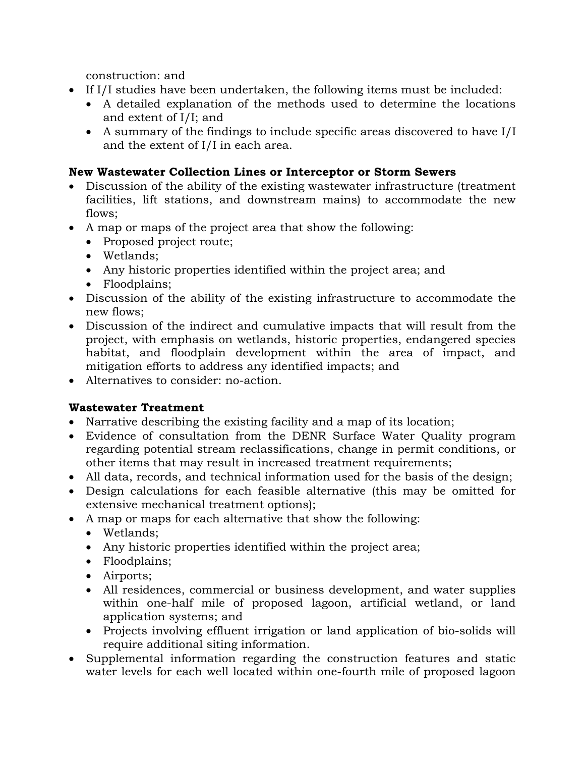construction: and

- If I/I studies have been undertaken, the following items must be included:
  - A detailed explanation of the methods used to determine the locations and extent of I/I; and
  - A summary of the findings to include specific areas discovered to have I/I and the extent of I/I in each area.

**New Wastewater Collection Lines or Interceptor or Storm Sewers**

- Discussion of the ability of the existing wastewater infrastructure (treatment facilities, lift stations, and downstream mains) to accommodate the new flows;
- A map or maps of the project area that show the following:
  - Proposed project route;
  - Wetlands;
  - Any historic properties identified within the project area; and
  - Floodplains;
- Discussion of the ability of the existing infrastructure to accommodate the new flows;
- Discussion of the indirect and cumulative impacts that will result from the project, with emphasis on wetlands, historic properties, endangered species habitat, and floodplain development within the area of impact, and mitigation efforts to address any identified impacts; and
- Alternatives to consider: no-action.

**Wastewater Treatment**

- Narrative describing the existing facility and a map of its location;
- Evidence of consultation from the DENR Surface Water Quality program regarding potential stream reclassifications, change in permit conditions, or other items that may result in increased treatment requirements;
- All data, records, and technical information used for the basis of the design;
- Design calculations for each feasible alternative (this may be omitted for extensive mechanical treatment options);
- A map or maps for each alternative that show the following:
  - Wetlands;
  - Any historic properties identified within the project area;
  - Floodplains;
  - Airports;
  - All residences, commercial or business development, and water supplies within one-half mile of proposed lagoon, artificial wetland, or land application systems; and
  - Projects involving effluent irrigation or land application of bio-solids will require additional siting information.
- Supplemental information regarding the construction features and static water levels for each well located within one-fourth mile of proposed lagoon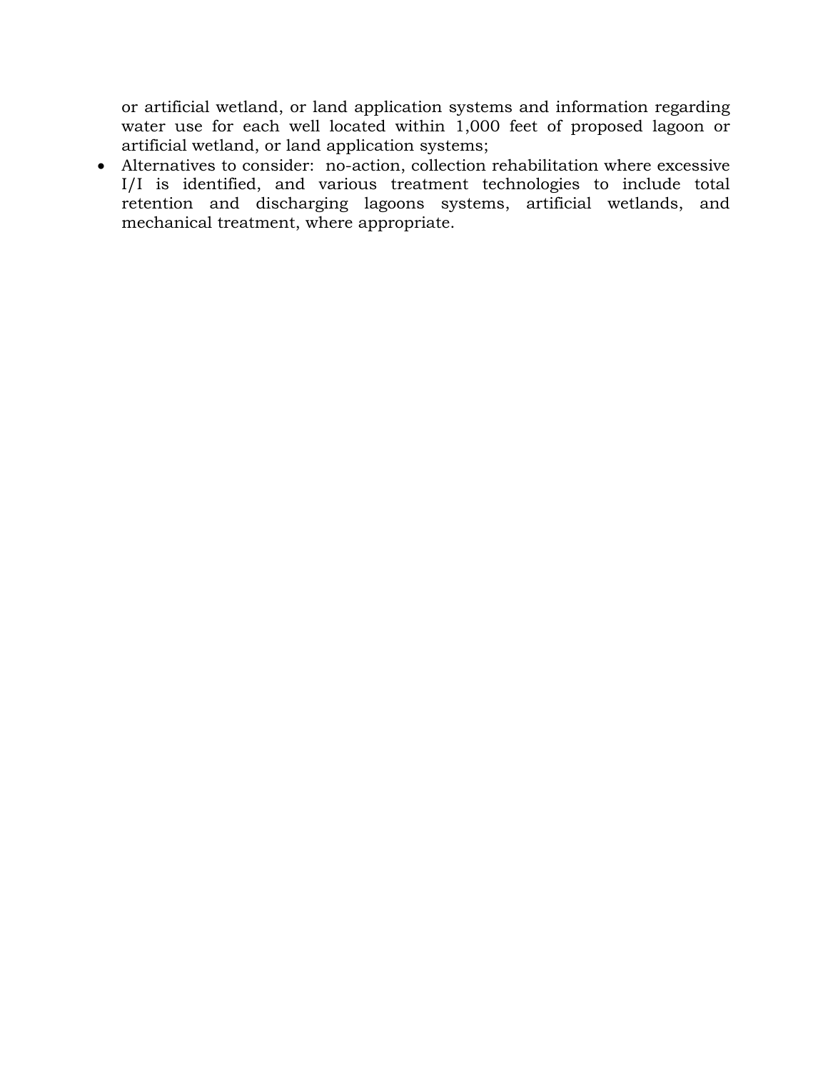or artificial wetland, or land application systems and information regarding water use for each well located within 1,000 feet of proposed lagoon or artificial wetland, or land application systems;

- Alternatives to consider: no-action, collection rehabilitation where excessive I/I is identified, and various treatment technologies to include total retention and discharging lagoons systems, artificial wetlands, and mechanical treatment, where appropriate.